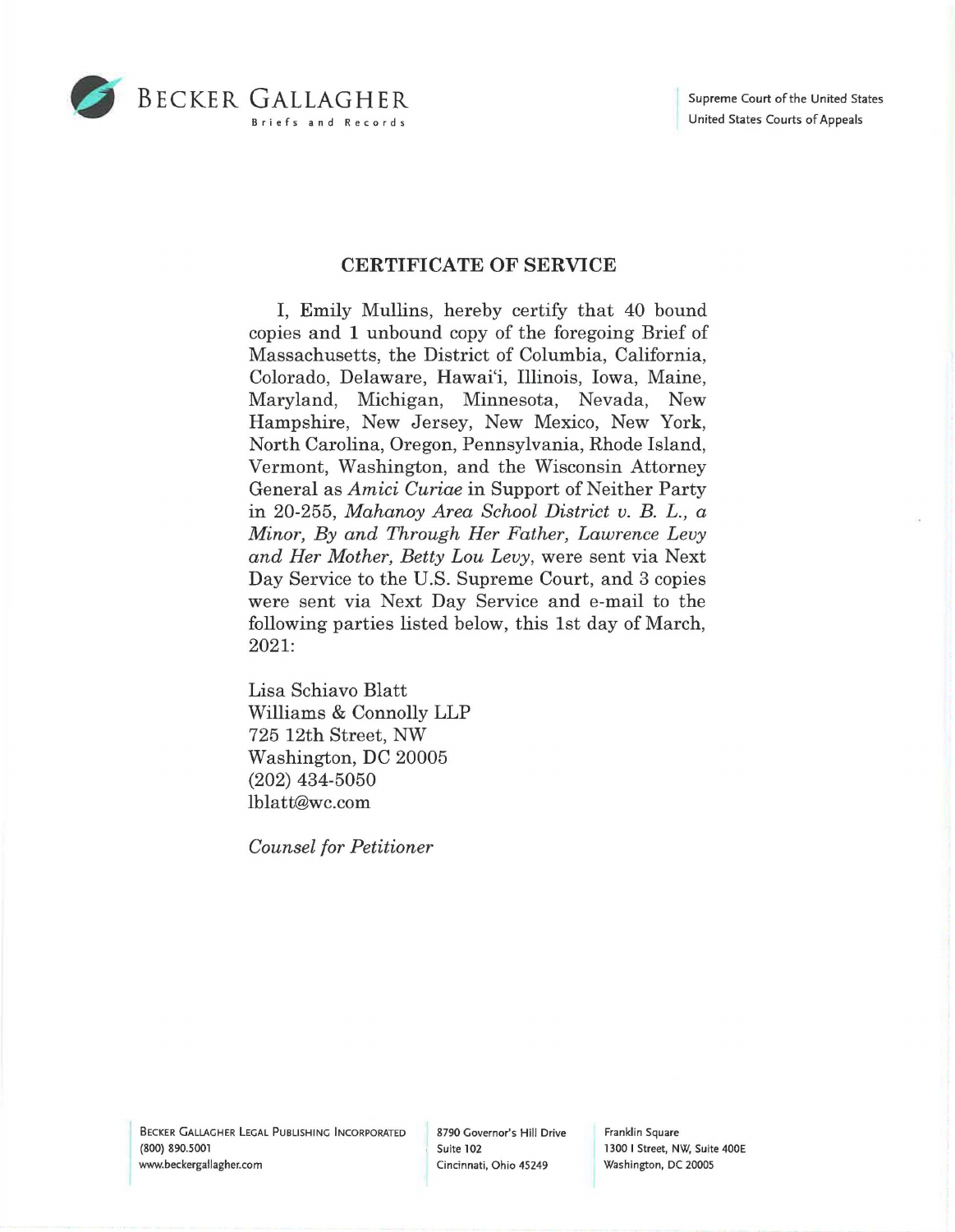BECKER GALLAGHER
Briefs and Records

Supreme Court of the United States
United States Courts of Appeals

## CERTIFICATE OF SERVICE

I, Emily Mullins, hereby certify that 40 bound copies and 1 unbound copy of the foregoing Brief of Massachusetts, the District of Columbia, California, Colorado, Delaware, Hawai'i, Illinois, Iowa, Maine, Maryland, Michigan, Minnesota, Nevada, New Hampshire, New Jersey, New Mexico, New York, North Carolina, Oregon, Pennsylvania, Rhode Island, Vermont, Washington, and the Wisconsin Attorney General as *Amici Curiae* in Support of Neither Party in 20-255, *Mahanoy Area School District v. B. L., a Minor, By and Through Her Father, Lawrence Levy and Her Mother, Betty Lou Levy*, were sent via Next Day Service to the U.S. Supreme Court, and 3 copies were sent via Next Day Service and e-mail to the following parties listed below, this 1st day of March, 2021:

Lisa Schiavo Blatt
Williams & Connolly LLP
725 12th Street, NW
Washington, DC 20005
(202) 434-5050
lblatt@wc.com

*Counsel for Petitioner*

BECKER GALLAGHER LEGAL PUBLISHING INCORPORATED
(800) 890.5001
www.beckergallagher.com

8790 Governor's Hill Drive
Suite 102
Cincinnati, Ohio 45249

Franklin Square
1300 I Street, NW, Suite 400E
Washington, DC 20005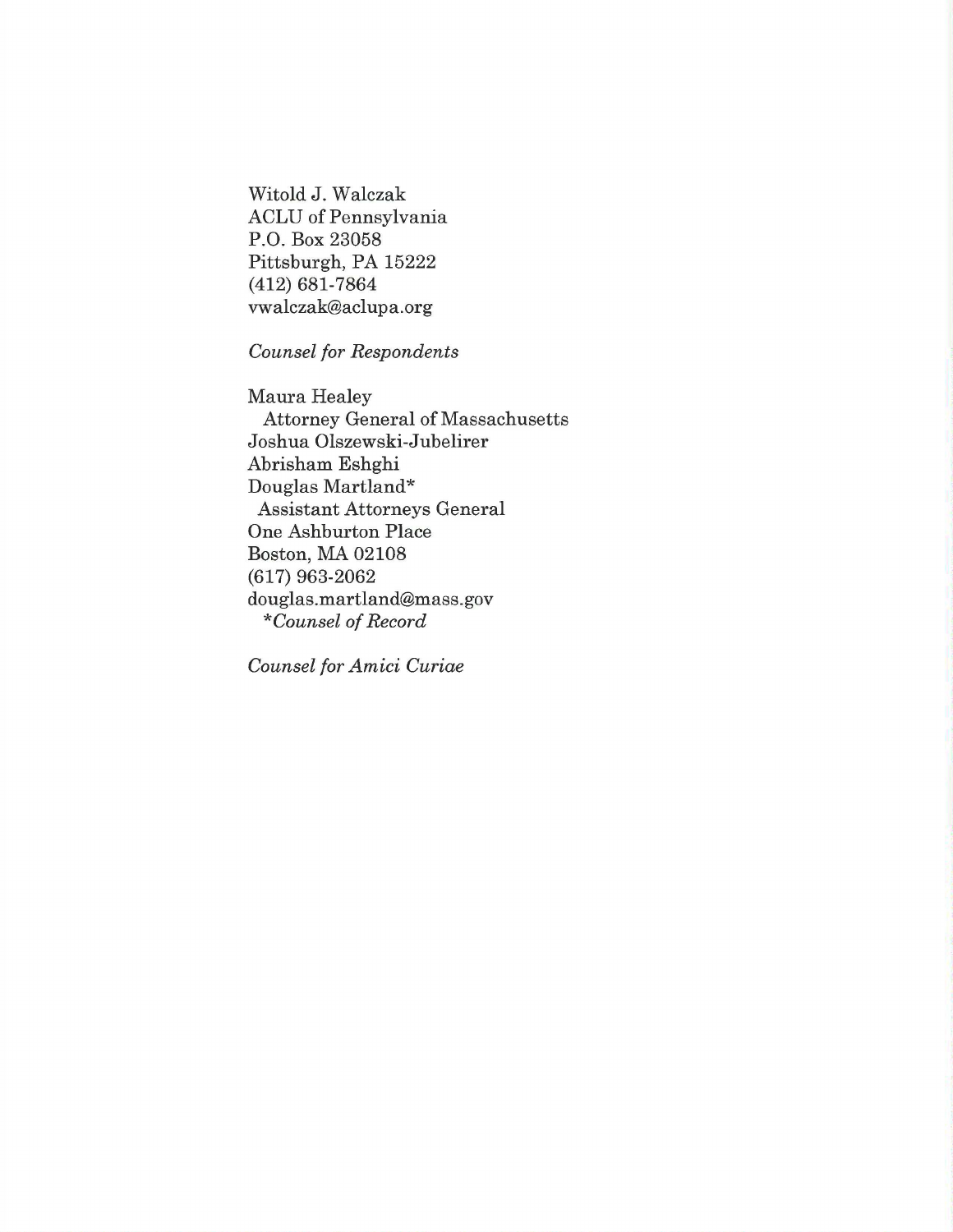Witold J. Walczak
ACLU of Pennsylvania
P.O. Box 23058
Pittsburgh, PA 15222
(412) 681-7864
vwalczak@aclupa.org

*Counsel for Respondents*

Maura Healey
Attorney General of Massachusetts
Joshua Olszewski-Jubelirer
Abrisham Eshghi
Douglas Martland*
Assistant Attorneys General
One Ashburton Place
Boston, MA 02108
(617) 963-2062
douglas.martland@mass.gov
*\*Counsel of Record*

*Counsel for Amici Curiae*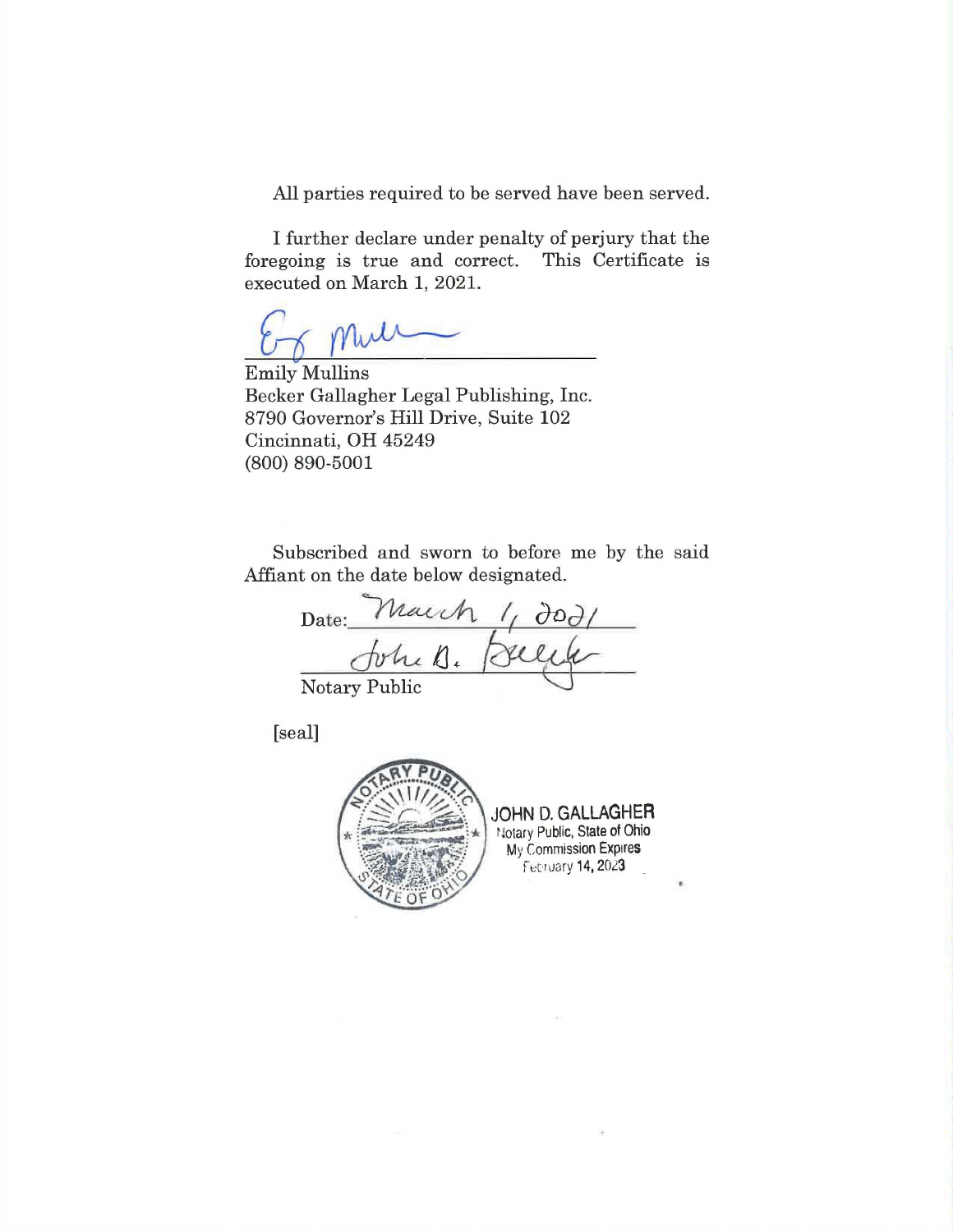All parties required to be served have been served.

I further declare under penalty of perjury that the foregoing is true and correct. This Certificate is executed on March 1, 2021.

Emily Mullins
Becker Gallagher Legal Publishing, Inc.
8790 Governor's Hill Drive, Suite 102
Cincinnati, OH 45249
(800) 890-5001

Subscribed and sworn to before me by the said Affiant on the date below designated.

Date: March 1, 2021

Notary Public

[seal]

NOTARY PUBLIC STATE OF OHIO

JOHN D. GALLAGHER
Notary Public, State of Ohio
My Commission Expires
February 14, 2023